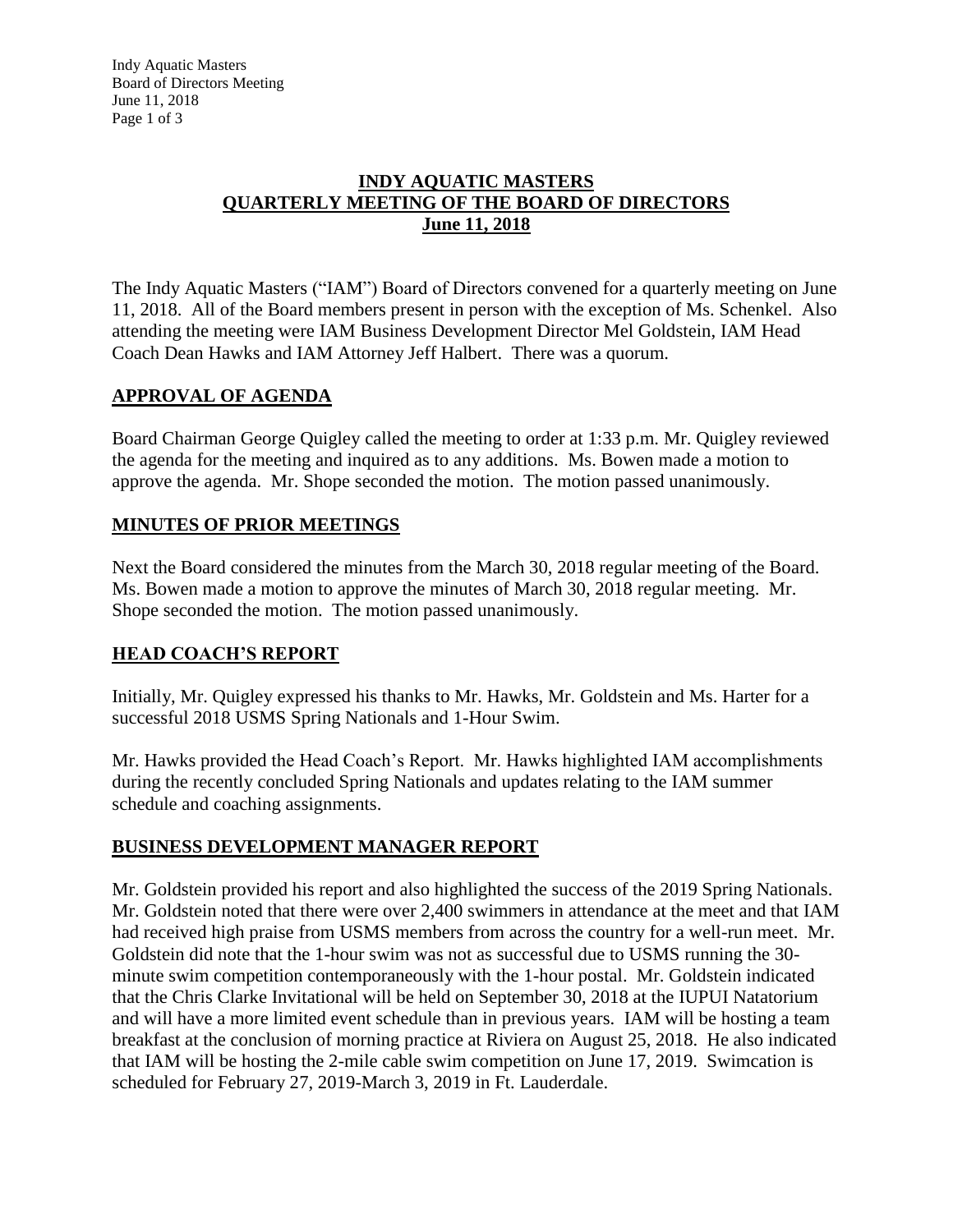# INDY AQUATIC MASTERS
# QUARTERLY MEETING OF THE BOARD OF DIRECTORS
# June 11, 2018

The Indy Aquatic Masters ("IAM") Board of Directors convened for a quarterly meeting on June 11, 2018. All of the Board members present in person with the exception of Ms. Schenkel. Also attending the meeting were IAM Business Development Director Mel Goldstein, IAM Head Coach Dean Hawks and IAM Attorney Jeff Halbert. There was a quorum.

## APPROVAL OF AGENDA

Board Chairman George Quigley called the meeting to order at 1:33 p.m. Mr. Quigley reviewed the agenda for the meeting and inquired as to any additions. Ms. Bowen made a motion to approve the agenda. Mr. Shope seconded the motion. The motion passed unanimously.

## MINUTES OF PRIOR MEETINGS

Next the Board considered the minutes from the March 30, 2018 regular meeting of the Board. Ms. Bowen made a motion to approve the minutes of March 30, 2018 regular meeting. Mr. Shope seconded the motion. The motion passed unanimously.

## HEAD COACH'S REPORT

Initially, Mr. Quigley expressed his thanks to Mr. Hawks, Mr. Goldstein and Ms. Harter for a successful 2018 USMS Spring Nationals and 1-Hour Swim.

Mr. Hawks provided the Head Coach's Report. Mr. Hawks highlighted IAM accomplishments during the recently concluded Spring Nationals and updates relating to the IAM summer schedule and coaching assignments.

## BUSINESS DEVELOPMENT MANAGER REPORT

Mr. Goldstein provided his report and also highlighted the success of the 2019 Spring Nationals. Mr. Goldstein noted that there were over 2,400 swimmers in attendance at the meet and that IAM had received high praise from USMS members from across the country for a well-run meet. Mr. Goldstein did note that the 1-hour swim was not as successful due to USMS running the 30-minute swim competition contemporaneously with the 1-hour postal. Mr. Goldstein indicated that the Chris Clarke Invitational will be held on September 30, 2018 at the IUPUI Natatorium and will have a more limited event schedule than in previous years. IAM will be hosting a team breakfast at the conclusion of morning practice at Riviera on August 25, 2018. He also indicated that IAM will be hosting the 2-mile cable swim competition on June 17, 2019. Swimcation is scheduled for February 27, 2019-March 3, 2019 in Ft. Lauderdale.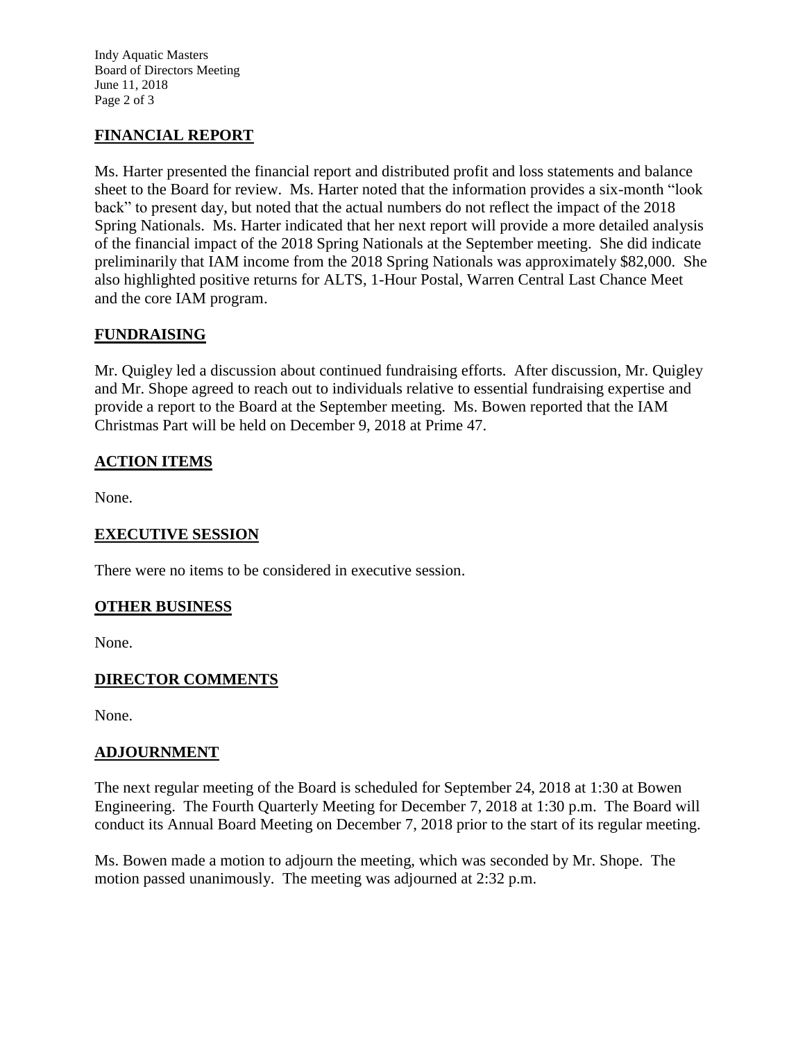## FINANCIAL REPORT

Ms. Harter presented the financial report and distributed profit and loss statements and balance sheet to the Board for review. Ms. Harter noted that the information provides a six-month "look back" to present day, but noted that the actual numbers do not reflect the impact of the 2018 Spring Nationals. Ms. Harter indicated that her next report will provide a more detailed analysis of the financial impact of the 2018 Spring Nationals at the September meeting. She did indicate preliminarily that IAM income from the 2018 Spring Nationals was approximately $82,000. She also highlighted positive returns for ALTS, 1-Hour Postal, Warren Central Last Chance Meet and the core IAM program.

## FUNDRAISING

Mr. Quigley led a discussion about continued fundraising efforts. After discussion, Mr. Quigley and Mr. Shope agreed to reach out to individuals relative to essential fundraising expertise and provide a report to the Board at the September meeting. Ms. Bowen reported that the IAM Christmas Part will be held on December 9, 2018 at Prime 47.

## ACTION ITEMS

None.

## EXECUTIVE SESSION

There were no items to be considered in executive session.

## OTHER BUSINESS

None.

## DIRECTOR COMMENTS

None.

## ADJOURNMENT

The next regular meeting of the Board is scheduled for September 24, 2018 at 1:30 at Bowen Engineering. The Fourth Quarterly Meeting for December 7, 2018 at 1:30 p.m. The Board will conduct its Annual Board Meeting on December 7, 2018 prior to the start of its regular meeting.

Ms. Bowen made a motion to adjourn the meeting, which was seconded by Mr. Shope. The motion passed unanimously. The meeting was adjourned at 2:32 p.m.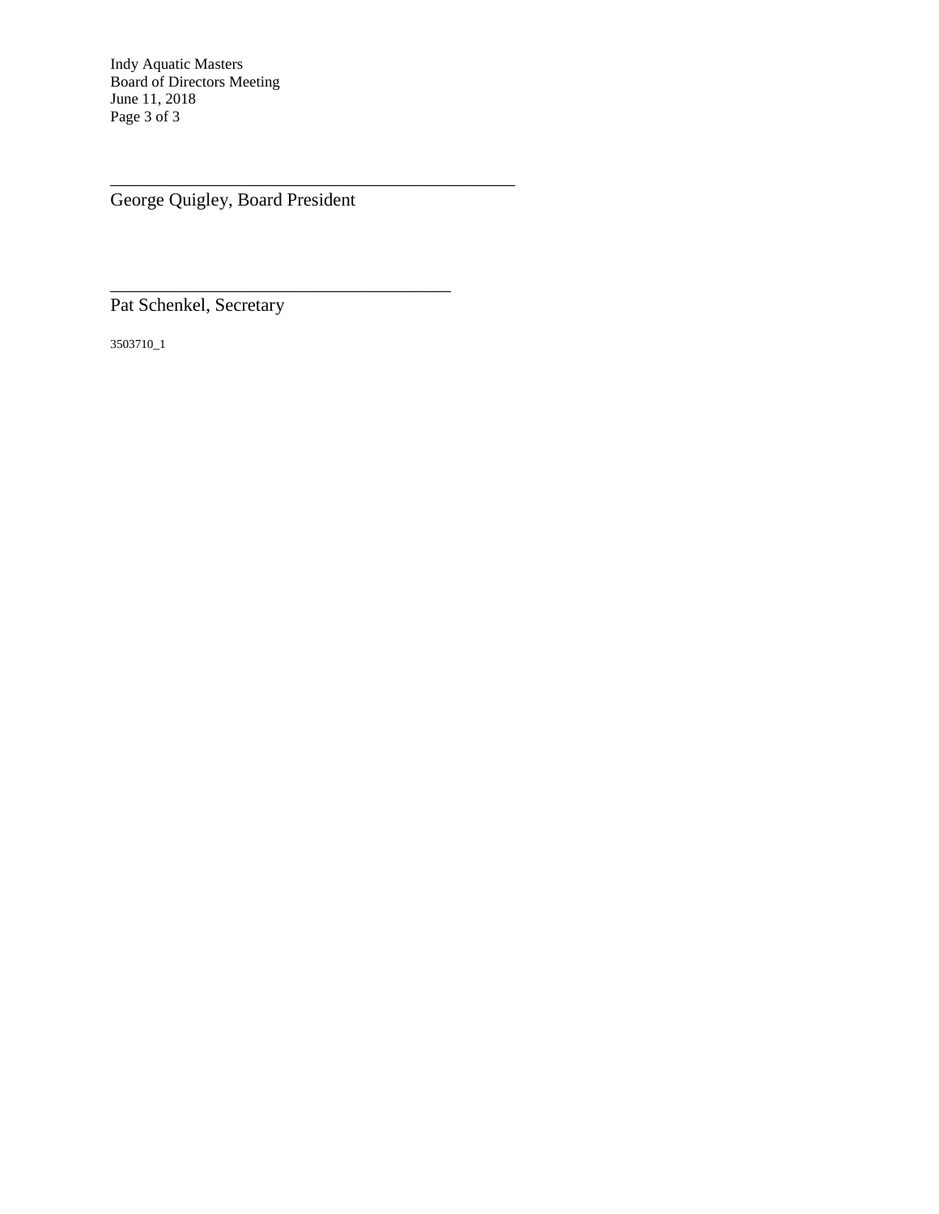\_\_\_\_\_\_\_\_\_\_\_\_\_\_\_\_\_\_\_\_\_\_\_\_\_\_\_\_\_\_\_\_\_\_\_\_\_\_\_\_\_\_\_\_\_

George Quigley, Board President

\_\_\_\_\_\_\_\_\_\_\_\_\_\_\_\_\_\_\_\_\_\_\_\_\_\_\_\_\_\_\_\_\_\_\_\_\_\_

Pat Schenkel, Secretary

3503710_1